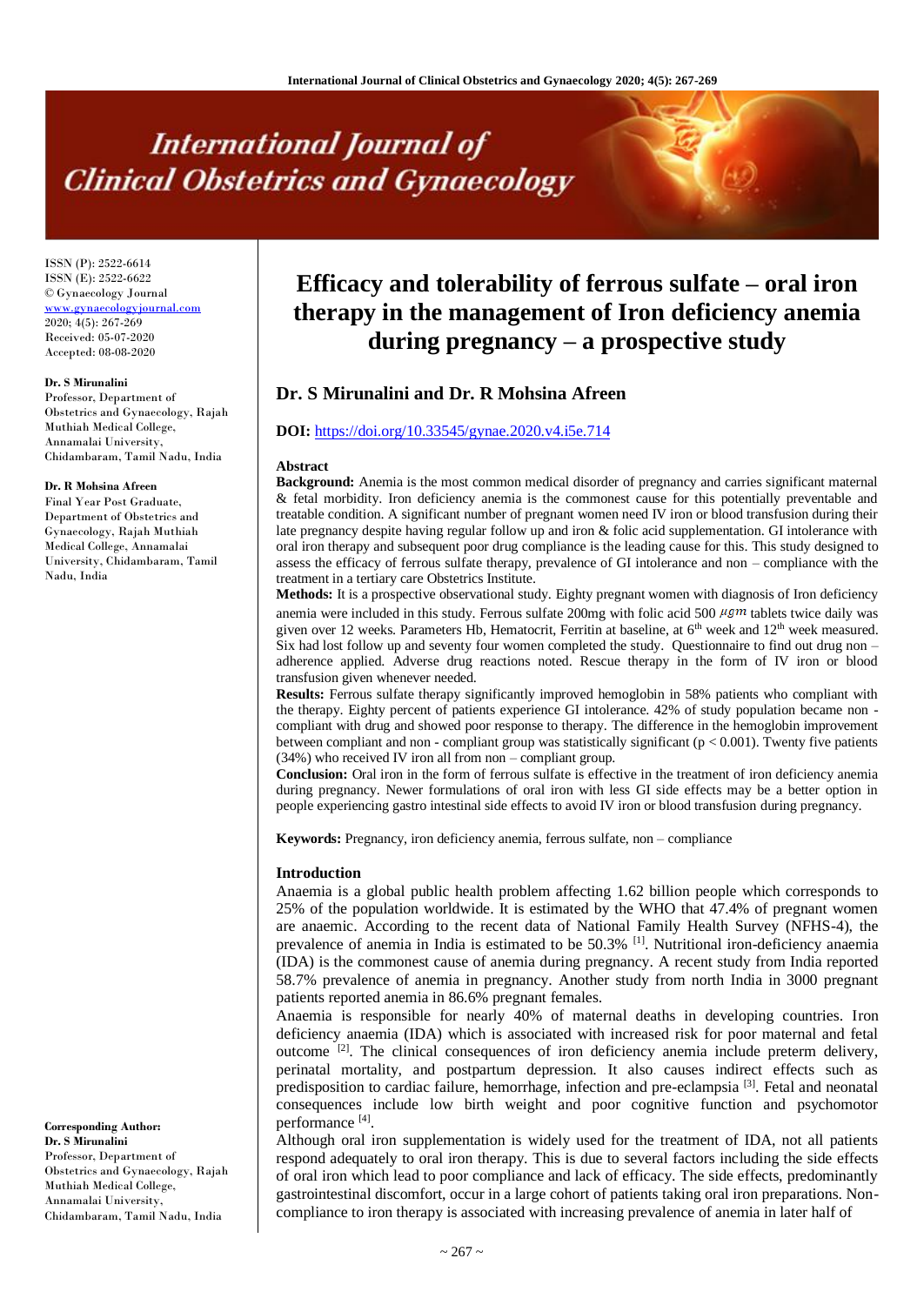# Efficacy and tolerability of ferrous sulfate – oral iron therapy in the management of Iron deficiency anemia during pregnancy – a prospective study

ISSN (P): 2522-6614
ISSN (E): 2522-6622
© Gynaecology Journal
www.gynaecologyjournal.com
2020; 4(5): 267-269
Received: 05-07-2020
Accepted: 08-08-2020

**Dr. S Mirunalini**
Professor, Department of Obstetrics and Gynaecology, Rajah Muthiah Medical College, Annamalai University, Chidambaram, Tamil Nadu, India

**Dr. R Mohsina Afreen**
Final Year Post Graduate, Department of Obstetrics and Gynaecology, Rajah Muthiah Medical College, Annamalai University, Chidambaram, Tamil Nadu, India

**Corresponding Author:**
**Dr. S Mirunalini**
Professor, Department of Obstetrics and Gynaecology, Rajah Muthiah Medical College, Annamalai University, Chidambaram, Tamil Nadu, India

## Dr. S Mirunalini and Dr. R Mohsina Afreen

**DOI:** https://doi.org/10.33545/gynae.2020.v4.i5e.714

### Abstract

**Background:** Anemia is the most common medical disorder of pregnancy and carries significant maternal & fetal morbidity. Iron deficiency anemia is the commonest cause for this potentially preventable and treatable condition. A significant number of pregnant women need IV iron or blood transfusion during their late pregnancy despite having regular follow up and iron & folic acid supplementation. GI intolerance with oral iron therapy and subsequent poor drug compliance is the leading cause for this. This study designed to assess the efficacy of ferrous sulfate therapy, prevalence of GI intolerance and non – compliance with the treatment in a tertiary care Obstetrics Institute.

**Methods:** It is a prospective observational study. Eighty pregnant women with diagnosis of Iron deficiency anemia were included in this study. Ferrous sulfate 200mg with folic acid 500 $\mu gm$ tablets twice daily was given over 12 weeks. Parameters Hb, Hematocrit, Ferritin at baseline, at 6th week and 12th week measured. Six had lost follow up and seventy four women completed the study. Questionnaire to find out drug non – adherence applied. Adverse drug reactions noted. Rescue therapy in the form of IV iron or blood transfusion given whenever needed.

**Results:** Ferrous sulfate therapy significantly improved hemoglobin in 58% patients who compliant with the therapy. Eighty percent of patients experience GI intolerance. 42% of study population became non - compliant with drug and showed poor response to therapy. The difference in the hemoglobin improvement between compliant and non - compliant group was statistically significant ($p < 0.001$). Twenty five patients (34%) who received IV iron all from non – compliant group.

**Conclusion:** Oral iron in the form of ferrous sulfate is effective in the treatment of iron deficiency anemia during pregnancy. Newer formulations of oral iron with less GI side effects may be a better option in people experiencing gastro intestinal side effects to avoid IV iron or blood transfusion during pregnancy.

**Keywords:** Pregnancy, iron deficiency anemia, ferrous sulfate, non – compliance

### Introduction

Anaemia is a global public health problem affecting 1.62 billion people which corresponds to 25% of the population worldwide. It is estimated by the WHO that 47.4% of pregnant women are anaemic. According to the recent data of National Family Health Survey (NFHS-4), the prevalence of anemia in India is estimated to be 50.3% [1]. Nutritional iron-deficiency anaemia (IDA) is the commonest cause of anemia during pregnancy. A recent study from India reported 58.7% prevalence of anemia in pregnancy. Another study from north India in 3000 pregnant patients reported anemia in 86.6% pregnant females.

Anaemia is responsible for nearly 40% of maternal deaths in developing countries. Iron deficiency anaemia (IDA) which is associated with increased risk for poor maternal and fetal outcome [2]. The clinical consequences of iron deficiency anemia include preterm delivery, perinatal mortality, and postpartum depression. It also causes indirect effects such as predisposition to cardiac failure, hemorrhage, infection and pre-eclampsia [3]. Fetal and neonatal consequences include low birth weight and poor cognitive function and psychomotor performance [4].

Although oral iron supplementation is widely used for the treatment of IDA, not all patients respond adequately to oral iron therapy. This is due to several factors including the side effects of oral iron which lead to poor compliance and lack of efficacy. The side effects, predominantly gastrointestinal discomfort, occur in a large cohort of patients taking oral iron preparations. Non-compliance to iron therapy is associated with increasing prevalence of anemia in later half of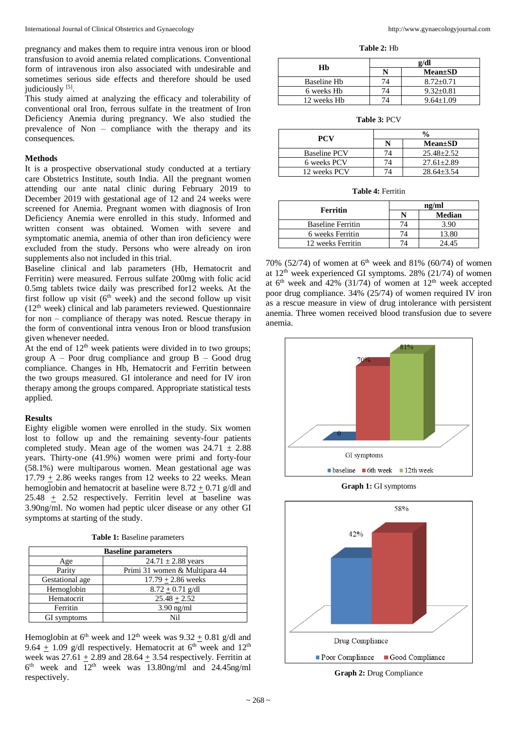pregnancy and makes them to require intra venous iron or blood transfusion to avoid anemia related complications. Conventional form of intravenous iron also associated with undesirable and sometimes serious side effects and therefore should be used judiciously [5].

This study aimed at analyzing the efficacy and tolerability of conventional oral Iron, ferrous sulfate in the treatment of Iron Deficiency Anemia during pregnancy. We also studied the prevalence of Non – compliance with the therapy and its consequences.

## Methods

It is a prospective observational study conducted at a tertiary care Obstetrics Institute, south India. All the pregnant women attending our ante natal clinic during February 2019 to December 2019 with gestational age of 12 and 24 weeks were screened for Anemia. Pregnant women with diagnosis of Iron Deficiency Anemia were enrolled in this study. Informed and written consent was obtained. Women with severe and symptomatic anemia, anemia of other than iron deficiency were excluded from the study. Persons who were already on iron supplements also not included in this trial.

Baseline clinical and lab parameters (Hb, Hematocrit and Ferritin) were measured. Ferrous sulfate 200mg with folic acid 0.5mg tablets twice daily was prescribed for12 weeks. At the first follow up visit (6th week) and the second follow up visit (12th week) clinical and lab parameters reviewed. Questionnaire for non – compliance of therapy was noted. Rescue therapy in the form of conventional intra venous Iron or blood transfusion given whenever needed.

At the end of 12th week patients were divided in to two groups; group A – Poor drug compliance and group B – Good drug compliance. Changes in Hb, Hematocrit and Ferritin between the two groups measured. GI intolerance and need for IV iron therapy among the groups compared. Appropriate statistical tests applied.

## Results

Eighty eligible women were enrolled in the study. Six women lost to follow up and the remaining seventy-four patients completed study. Mean age of the women was 24.71 ± 2.88 years. Thirty-one (41.9%) women were primi and forty-four (58.1%) were multiparous women. Mean gestational age was 17.79 ± 2.86 weeks ranges from 12 weeks to 22 weeks. Mean hemoglobin and hematocrit at baseline were 8.72 ± 0.71 g/dl and 25.48 ± 2.52 respectively. Ferritin level at baseline was 3.90ng/ml. No women had peptic ulcer disease or any other GI symptoms at starting of the study.

**Table 1:** Baseline parameters

| Baseline parameters | |
|---|---|
| Age | 24.71 ± 2.88 years |
| Parity | Primi 31 women & Multipara 44 |
| Gestational age | 17.79 ± 2.86 weeks |
| Hemoglobin | 8.72 ± 0.71 g/dl |
| Hematocrit | 25.48 ± 2.52 |
| Ferritin | 3.90 ng/ml |
| GI symptoms | Nil |

Hemoglobin at 6th week and 12th week was 9.32 ± 0.81 g/dl and 9.64 ± 1.09 g/dl respectively. Hematocrit at 6th week and 12th week was 27.61 ± 2.89 and 28.64 ± 3.54 respectively. Ferritin at 6th week and 12th week was 13.80ng/ml and 24.45ng/ml respectively.

**Table 2:** Hb

| Hb | g/dl | |
|---|---|---|
| | N | Mean±SD |
| Baseline Hb | 74 | 8.72±0.71 |
| 6 weeks Hb | 74 | 9.32±0.81 |
| 12 weeks Hb | 74 | 9.64±1.09 |

**Table 3:** PCV

| PCV | % | |
|---|---|---|
| | N | Mean±SD |
| Baseline PCV | 74 | 25.48±2.52 |
| 6 weeks PCV | 74 | 27.61±2.89 |
| 12 weeks PCV | 74 | 28.64±3.54 |

**Table 4:** Ferritin

| Ferritin | ng/ml | |
|---|---|---|
| | N | Median |
| Baseline Ferritin | 74 | 3.90 |
| 6 weeks Ferritin | 74 | 13.80 |
| 12 weeks Ferritin | 74 | 24.45 |

70% (52/74) of women at 6th week and 81% (60/74) of women at 12th week experienced GI symptoms. 28% (21/74) of women at 6th week and 42% (31/74) of women at 12th week accepted poor drug compliance. 34% (25/74) of women required IV iron as a rescue measure in view of drug intolerance with persistent anemia. Three women received blood transfusion due to severe anemia.

**Graph 1:** GI symptoms

**Graph 2:** Drug Compliance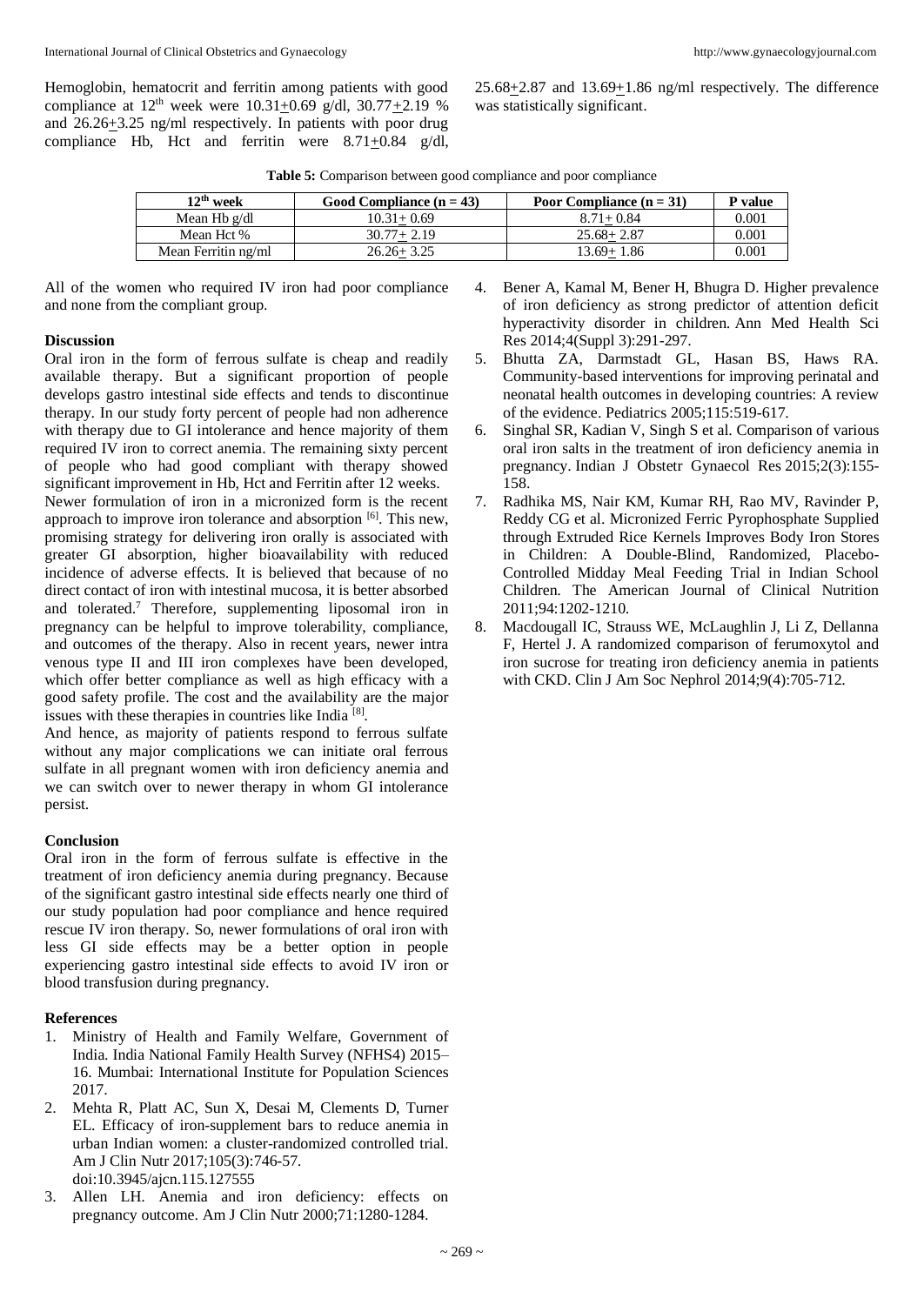Hemoglobin, hematocrit and ferritin among patients with good compliance at 12th week were 10.31±0.69 g/dl, 30.77±2.19 % and 26.26±3.25 ng/ml respectively. In patients with poor drug compliance Hb, Hct and ferritin were 8.71±0.84 g/dl, 25.68±2.87 and 13.69±1.86 ng/ml respectively. The difference was statistically significant.

**Table 5:** Comparison between good compliance and poor compliance

| 12th week | Good Compliance (n = 43) | Poor Compliance (n = 31) | P value |
|---|---|---|---|
| Mean Hb g/dl | 10.31± 0.69 | 8.71± 0.84 | 0.001 |
| Mean Hct % | 30.77± 2.19 | 25.68± 2.87 | 0.001 |
| Mean Ferritin ng/ml | 26.26± 3.25 | 13.69± 1.86 | 0.001 |

All of the women who required IV iron had poor compliance and none from the compliant group.

## Discussion

Oral iron in the form of ferrous sulfate is cheap and readily available therapy. But a significant proportion of people develops gastro intestinal side effects and tends to discontinue therapy. In our study forty percent of people had non adherence with therapy due to GI intolerance and hence majority of them required IV iron to correct anemia. The remaining sixty percent of people who had good compliant with therapy showed significant improvement in Hb, Hct and Ferritin after 12 weeks.

Newer formulation of iron in a micronized form is the recent approach to improve iron tolerance and absorption [6]. This new, promising strategy for delivering iron orally is associated with greater GI absorption, higher bioavailability with reduced incidence of adverse effects. It is believed that because of no direct contact of iron with intestinal mucosa, it is better absorbed and tolerated.[7] Therefore, supplementing liposomal iron in pregnancy can be helpful to improve tolerability, compliance, and outcomes of the therapy. Also in recent years, newer intra venous type II and III iron complexes have been developed, which offer better compliance as well as high efficacy with a good safety profile. The cost and the availability are the major issues with these therapies in countries like India [8].

And hence, as majority of patients respond to ferrous sulfate without any major complications we can initiate oral ferrous sulfate in all pregnant women with iron deficiency anemia and we can switch over to newer therapy in whom GI intolerance persist.

## Conclusion

Oral iron in the form of ferrous sulfate is effective in the treatment of iron deficiency anemia during pregnancy. Because of the significant gastro intestinal side effects nearly one third of our study population had poor compliance and hence required rescue IV iron therapy. So, newer formulations of oral iron with less GI side effects may be a better option in people experiencing gastro intestinal side effects to avoid IV iron or blood transfusion during pregnancy.

## References

1. Ministry of Health and Family Welfare, Government of India. India National Family Health Survey (NFHS4) 2015–16. Mumbai: International Institute for Population Sciences 2017.
2. Mehta R, Platt AC, Sun X, Desai M, Clements D, Turner EL. Efficacy of iron-supplement bars to reduce anemia in urban Indian women: a cluster-randomized controlled trial. Am J Clin Nutr 2017;105(3):746-57. doi:10.3945/ajcn.115.127555
3. Allen LH. Anemia and iron deficiency: effects on pregnancy outcome. Am J Clin Nutr 2000;71:1280-1284.
4. Bener A, Kamal M, Bener H, Bhugra D. Higher prevalence of iron deficiency as strong predictor of attention deficit hyperactivity disorder in children. Ann Med Health Sci Res 2014;4(Suppl 3):291-297.
5. Bhutta ZA, Darmstadt GL, Hasan BS, Haws RA. Community-based interventions for improving perinatal and neonatal health outcomes in developing countries: A review of the evidence. Pediatrics 2005;115:519-617.
6. Singhal SR, Kadian V, Singh S et al. Comparison of various oral iron salts in the treatment of iron deficiency anemia in pregnancy. Indian J Obstetr Gynaecol Res 2015;2(3):155-158.
7. Radhika MS, Nair KM, Kumar RH, Rao MV, Ravinder P, Reddy CG et al. Micronized Ferric Pyrophosphate Supplied through Extruded Rice Kernels Improves Body Iron Stores in Children: A Double-Blind, Randomized, Placebo-Controlled Midday Meal Feeding Trial in Indian School Children. The American Journal of Clinical Nutrition 2011;94:1202-1210.
8. Macdougall IC, Strauss WE, McLaughlin J, Li Z, Dellanna F, Hertel J. A randomized comparison of ferumoxytol and iron sucrose for treating iron deficiency anemia in patients with CKD. Clin J Am Soc Nephrol 2014;9(4):705-712.